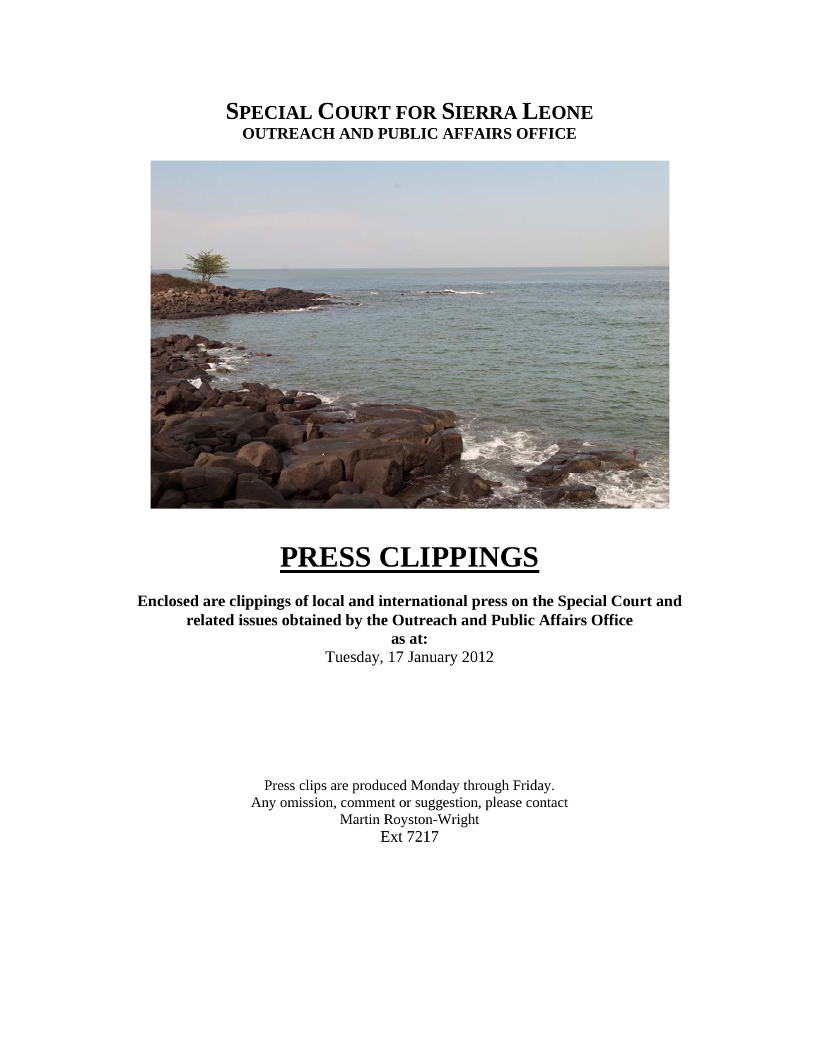# SPECIAL COURT FOR SIERRA LEONE
## OUTREACH AND PUBLIC AFFAIRS OFFICE

# PRESS CLIPPINGS

**Enclosed are clippings of local and international press on the Special Court and related issues obtained by the Outreach and Public Affairs Office**

**as at:**

Tuesday, 17 January 2012

Press clips are produced Monday through Friday.
Any omission, comment or suggestion, please contact
Martin Royston-Wright
Ext 7217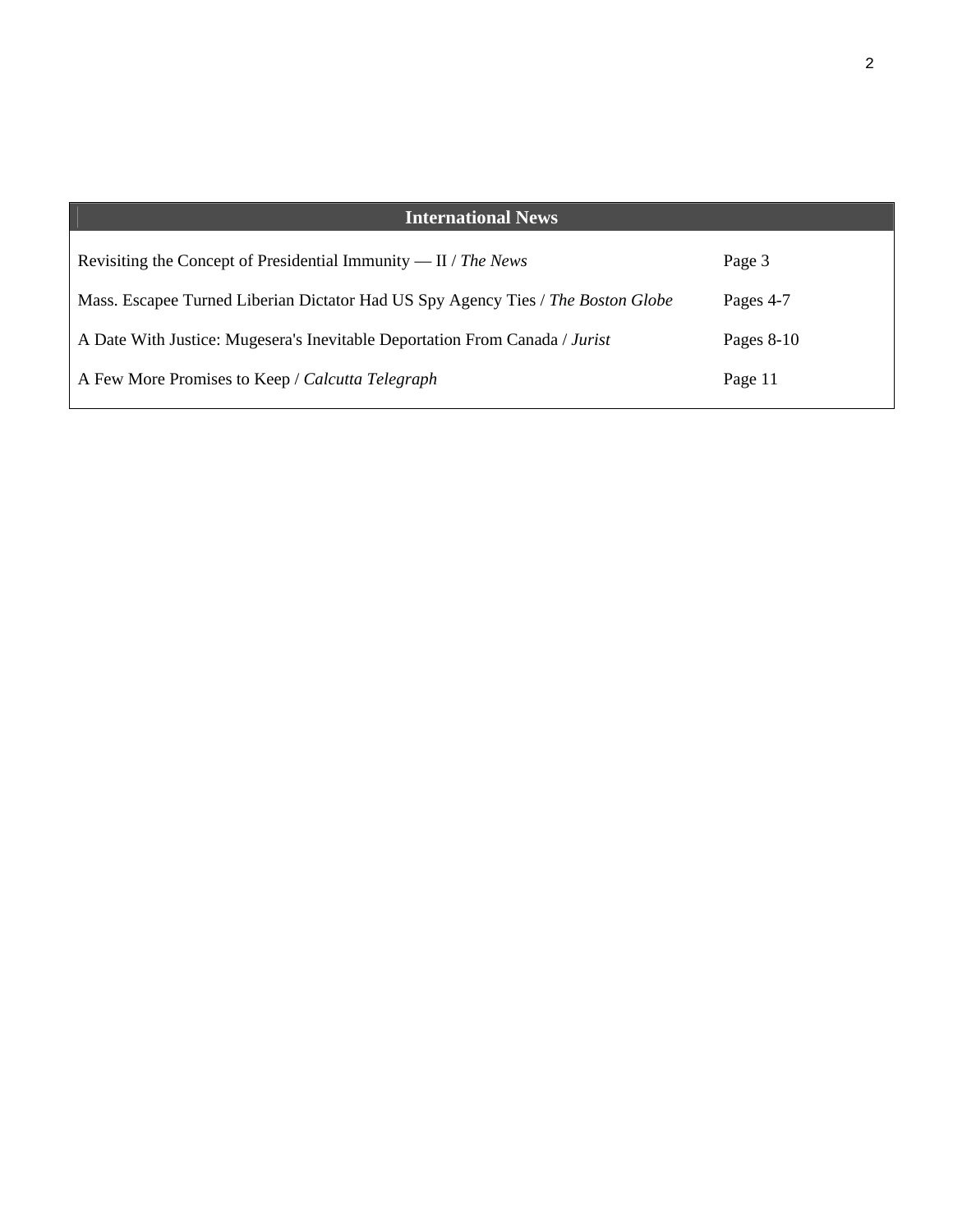| International News | |
|---|---|
| Revisiting the Concept of Presidential Immunity — II / *The News* | Page 3 |
| Mass. Escapee Turned Liberian Dictator Had US Spy Agency Ties / *The Boston Globe* | Pages 4-7 |
| A Date With Justice: Mugesera's Inevitable Deportation From Canada / *Jurist* | Pages 8-10 |
| A Few More Promises to Keep / *Calcutta Telegraph* | Page 11 |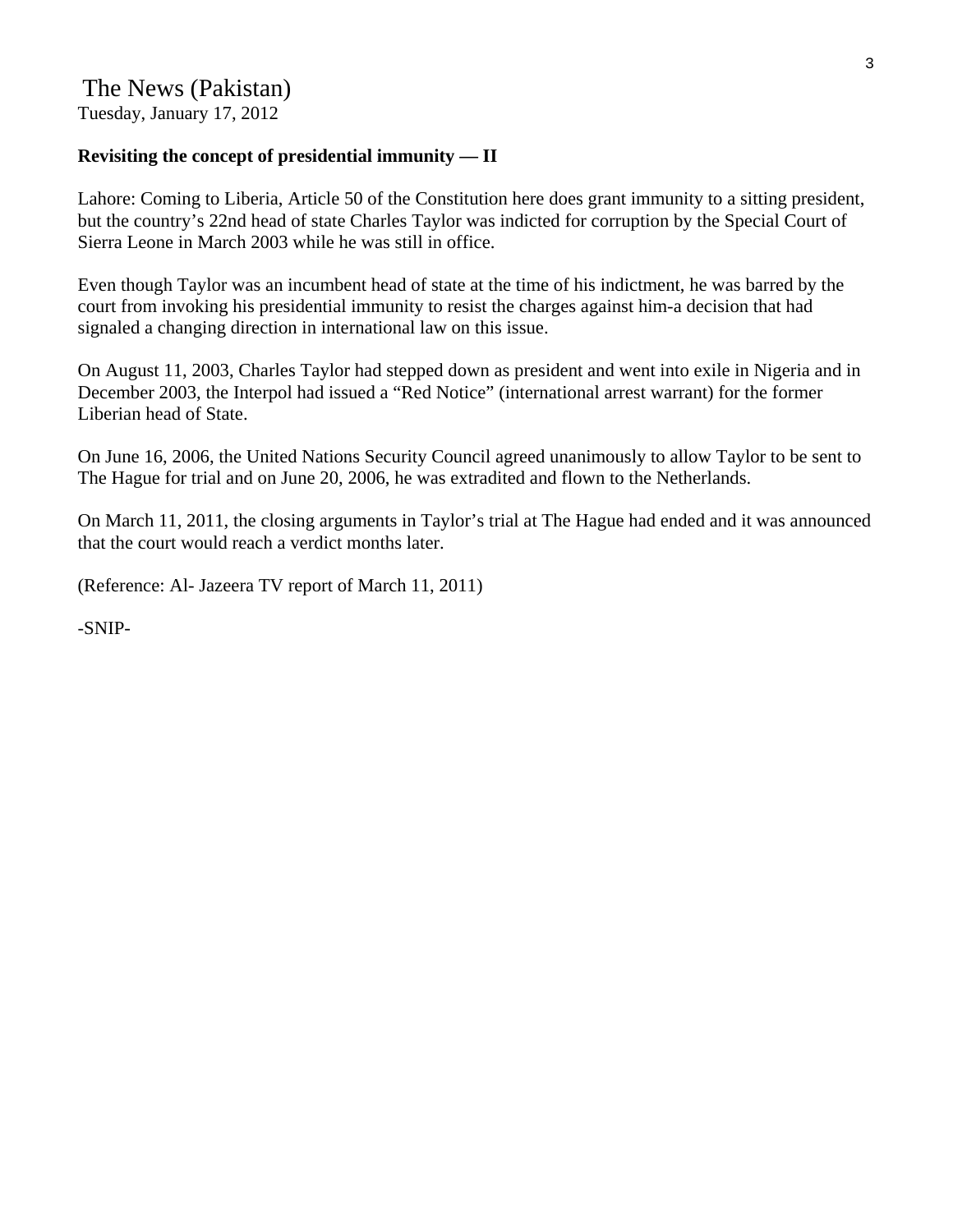The News (Pakistan)
Tuesday, January 17, 2012

**Revisiting the concept of presidential immunity — II**

Lahore: Coming to Liberia, Article 50 of the Constitution here does grant immunity to a sitting president, but the country's 22nd head of state Charles Taylor was indicted for corruption by the Special Court of Sierra Leone in March 2003 while he was still in office.

Even though Taylor was an incumbent head of state at the time of his indictment, he was barred by the court from invoking his presidential immunity to resist the charges against him-a decision that had signaled a changing direction in international law on this issue.

On August 11, 2003, Charles Taylor had stepped down as president and went into exile in Nigeria and in December 2003, the Interpol had issued a "Red Notice" (international arrest warrant) for the former Liberian head of State.

On June 16, 2006, the United Nations Security Council agreed unanimously to allow Taylor to be sent to The Hague for trial and on June 20, 2006, he was extradited and flown to the Netherlands.

On March 11, 2011, the closing arguments in Taylor's trial at The Hague had ended and it was announced that the court would reach a verdict months later.

(Reference: Al- Jazeera TV report of March 11, 2011)

-SNIP-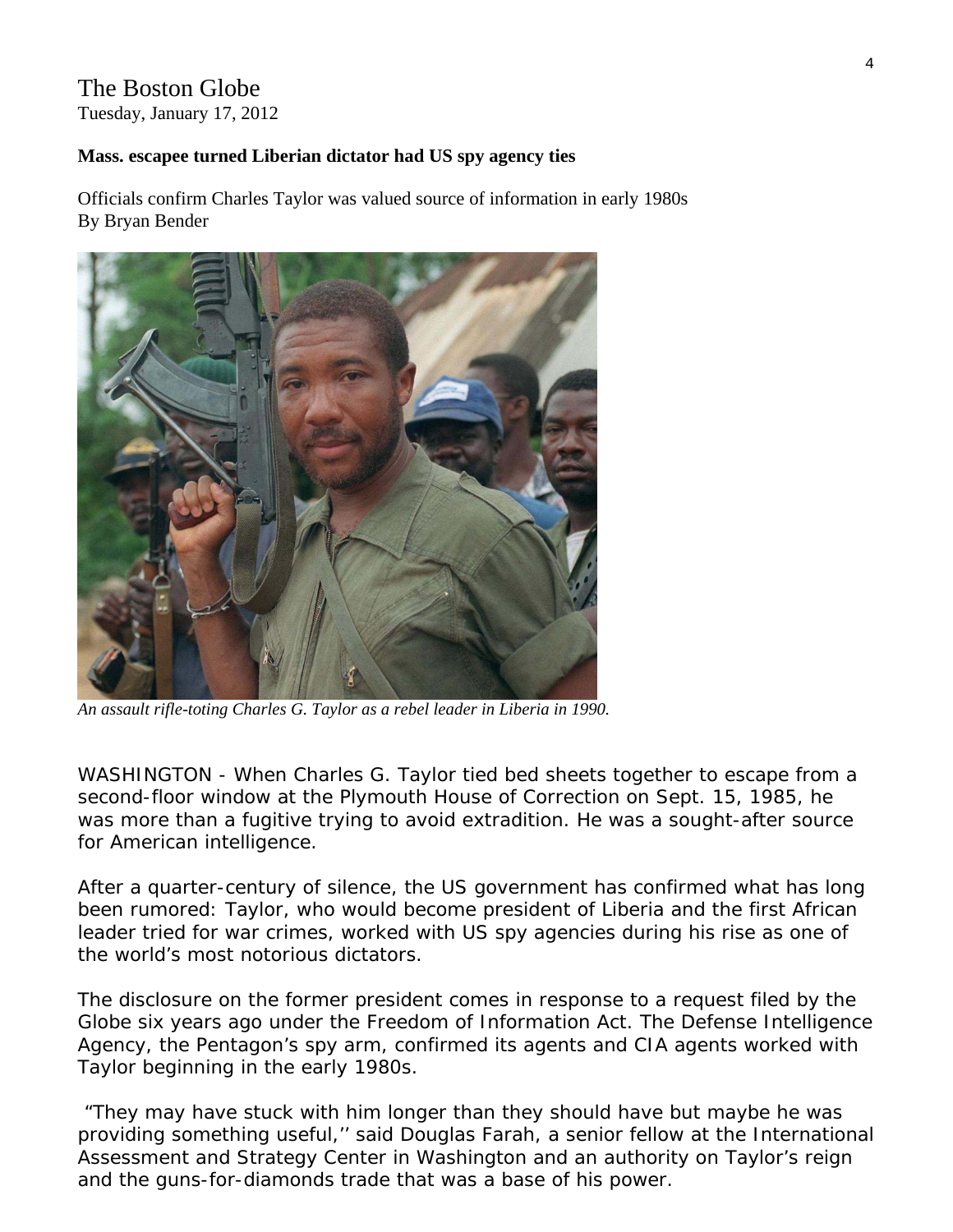The Boston Globe
Tuesday, January 17, 2012

**Mass. escapee turned Liberian dictator had US spy agency ties**

Officials confirm Charles Taylor was valued source of information in early 1980s
By Bryan Bender

*An assault rifle-toting Charles G. Taylor as a rebel leader in Liberia in 1990.*

WASHINGTON - When Charles G. Taylor tied bed sheets together to escape from a second-floor window at the Plymouth House of Correction on Sept. 15, 1985, he was more than a fugitive trying to avoid extradition. He was a sought-after source for American intelligence.

After a quarter-century of silence, the US government has confirmed what has long been rumored: Taylor, who would become president of Liberia and the first African leader tried for war crimes, worked with US spy agencies during his rise as one of the world's most notorious dictators.

The disclosure on the former president comes in response to a request filed by the Globe six years ago under the Freedom of Information Act. The Defense Intelligence Agency, the Pentagon's spy arm, confirmed its agents and CIA agents worked with Taylor beginning in the early 1980s.

"They may have stuck with him longer than they should have but maybe he was providing something useful,'' said Douglas Farah, a senior fellow at the International Assessment and Strategy Center in Washington and an authority on Taylor's reign and the guns-for-diamonds trade that was a base of his power.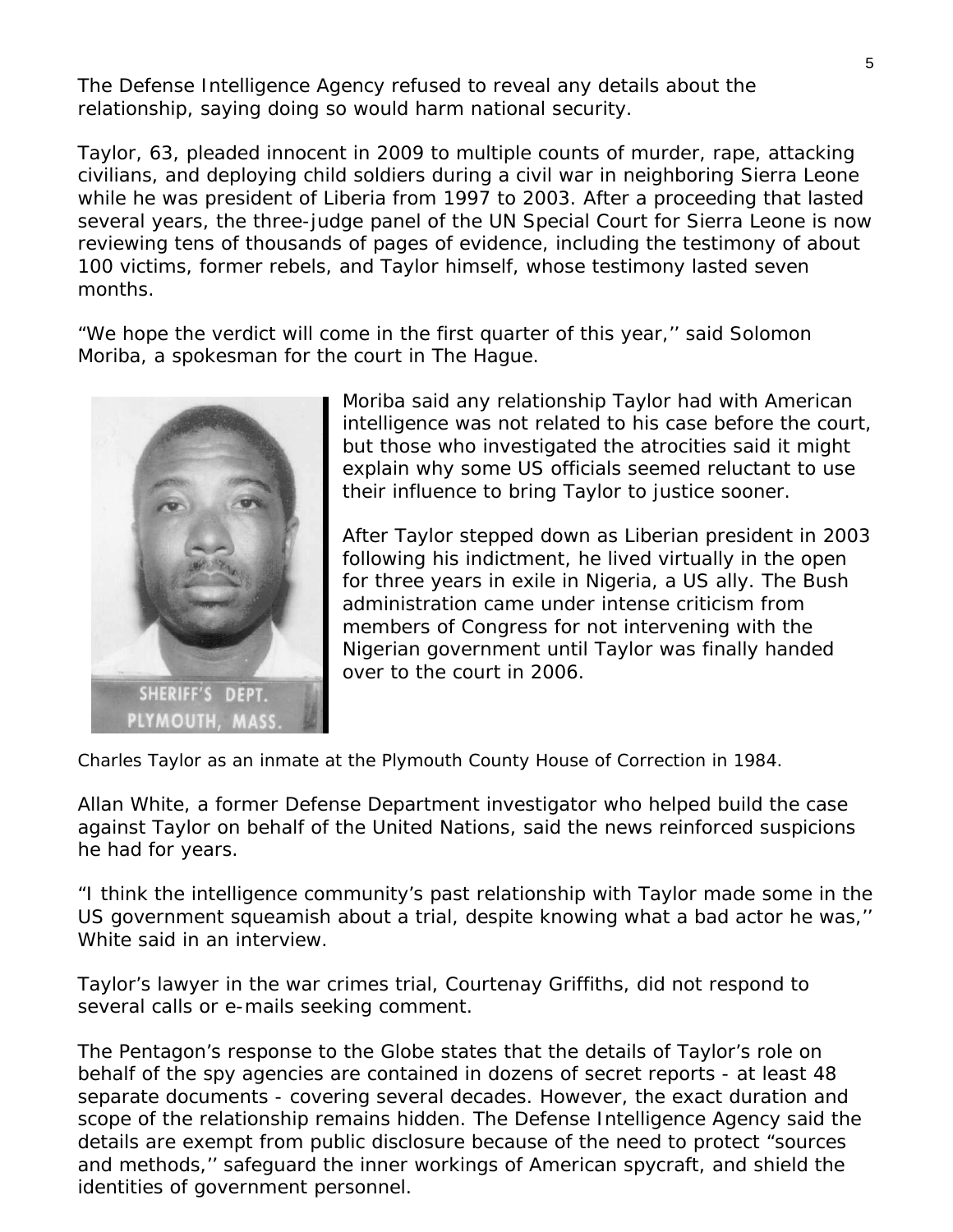The Defense Intelligence Agency refused to reveal any details about the relationship, saying doing so would harm national security.

Taylor, 63, pleaded innocent in 2009 to multiple counts of murder, rape, attacking civilians, and deploying child soldiers during a civil war in neighboring Sierra Leone while he was president of Liberia from 1997 to 2003. After a proceeding that lasted several years, the three-judge panel of the UN Special Court for Sierra Leone is now reviewing tens of thousands of pages of evidence, including the testimony of about 100 victims, former rebels, and Taylor himself, whose testimony lasted seven months.

"We hope the verdict will come in the first quarter of this year,'' said Solomon Moriba, a spokesman for the court in The Hague.

Moriba said any relationship Taylor had with American intelligence was not related to his case before the court, but those who investigated the atrocities said it might explain why some US officials seemed reluctant to use their influence to bring Taylor to justice sooner.

After Taylor stepped down as Liberian president in 2003 following his indictment, he lived virtually in the open for three years in exile in Nigeria, a US ally. The Bush administration came under intense criticism from members of Congress for not intervening with the Nigerian government until Taylor was finally handed over to the court in 2006.

Charles Taylor as an inmate at the Plymouth County House of Correction in 1984.

Allan White, a former Defense Department investigator who helped build the case against Taylor on behalf of the United Nations, said the news reinforced suspicions he had for years.

"I think the intelligence community's past relationship with Taylor made some in the US government squeamish about a trial, despite knowing what a bad actor he was,'' White said in an interview.

Taylor's lawyer in the war crimes trial, Courtenay Griffiths, did not respond to several calls or e-mails seeking comment.

The Pentagon's response to the Globe states that the details of Taylor's role on behalf of the spy agencies are contained in dozens of secret reports - at least 48 separate documents - covering several decades. However, the exact duration and scope of the relationship remains hidden. The Defense Intelligence Agency said the details are exempt from public disclosure because of the need to protect "sources and methods,'' safeguard the inner workings of American spycraft, and shield the identities of government personnel.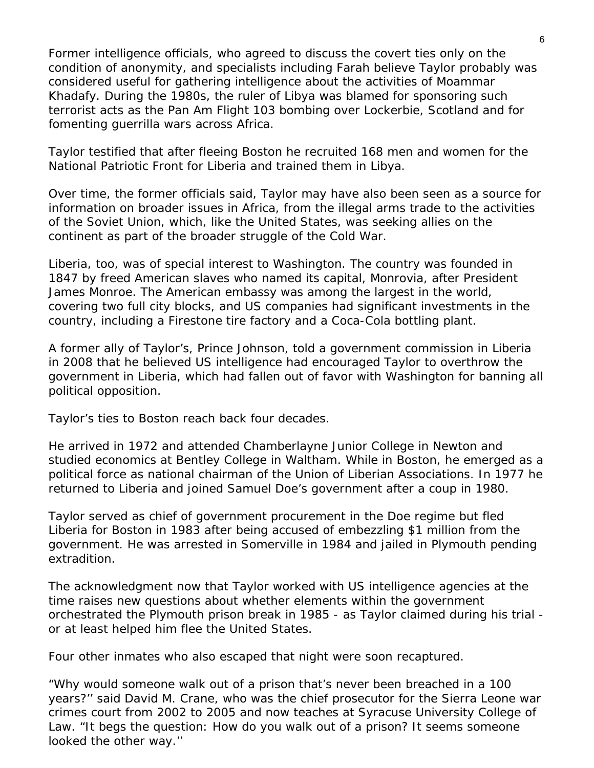Former intelligence officials, who agreed to discuss the covert ties only on the condition of anonymity, and specialists including Farah believe Taylor probably was considered useful for gathering intelligence about the activities of Moammar Khadafy. During the 1980s, the ruler of Libya was blamed for sponsoring such terrorist acts as the Pan Am Flight 103 bombing over Lockerbie, Scotland and for fomenting guerrilla wars across Africa.

Taylor testified that after fleeing Boston he recruited 168 men and women for the National Patriotic Front for Liberia and trained them in Libya.

Over time, the former officials said, Taylor may have also been seen as a source for information on broader issues in Africa, from the illegal arms trade to the activities of the Soviet Union, which, like the United States, was seeking allies on the continent as part of the broader struggle of the Cold War.

Liberia, too, was of special interest to Washington. The country was founded in 1847 by freed American slaves who named its capital, Monrovia, after President James Monroe. The American embassy was among the largest in the world, covering two full city blocks, and US companies had significant investments in the country, including a Firestone tire factory and a Coca-Cola bottling plant.

A former ally of Taylor's, Prince Johnson, told a government commission in Liberia in 2008 that he believed US intelligence had encouraged Taylor to overthrow the government in Liberia, which had fallen out of favor with Washington for banning all political opposition.

Taylor's ties to Boston reach back four decades.

He arrived in 1972 and attended Chamberlayne Junior College in Newton and studied economics at Bentley College in Waltham. While in Boston, he emerged as a political force as national chairman of the Union of Liberian Associations. In 1977 he returned to Liberia and joined Samuel Doe's government after a coup in 1980.

Taylor served as chief of government procurement in the Doe regime but fled Liberia for Boston in 1983 after being accused of embezzling $1 million from the government. He was arrested in Somerville in 1984 and jailed in Plymouth pending extradition.

The acknowledgment now that Taylor worked with US intelligence agencies at the time raises new questions about whether elements within the government orchestrated the Plymouth prison break in 1985 - as Taylor claimed during his trial - or at least helped him flee the United States.

Four other inmates who also escaped that night were soon recaptured.

"Why would someone walk out of a prison that's never been breached in a 100 years?'' said David M. Crane, who was the chief prosecutor for the Sierra Leone war crimes court from 2002 to 2005 and now teaches at Syracuse University College of Law. "It begs the question: How do you walk out of a prison? It seems someone looked the other way.''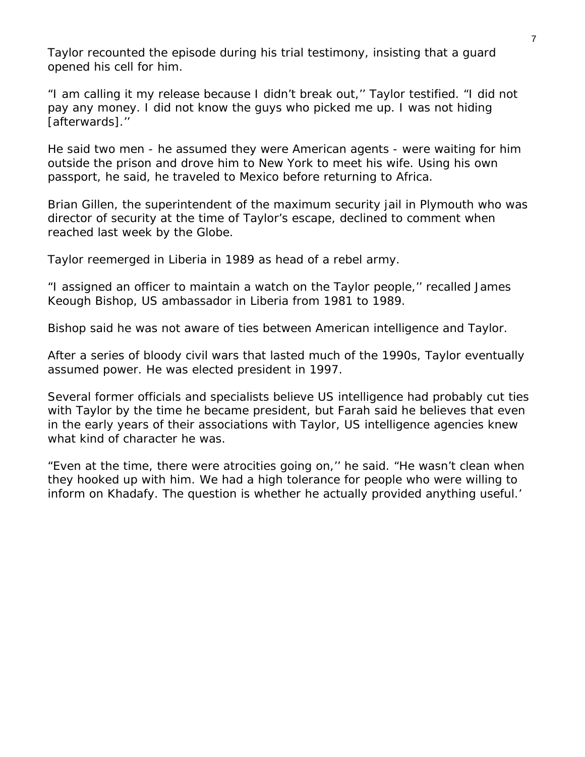Taylor recounted the episode during his trial testimony, insisting that a guard opened his cell for him.

"I am calling it my release because I didn't break out,'' Taylor testified. "I did not pay any money. I did not know the guys who picked me up. I was not hiding [afterwards].''

He said two men - he assumed they were American agents - were waiting for him outside the prison and drove him to New York to meet his wife. Using his own passport, he said, he traveled to Mexico before returning to Africa.

Brian Gillen, the superintendent of the maximum security jail in Plymouth who was director of security at the time of Taylor's escape, declined to comment when reached last week by the Globe.

Taylor reemerged in Liberia in 1989 as head of a rebel army.

"I assigned an officer to maintain a watch on the Taylor people,'' recalled James Keough Bishop, US ambassador in Liberia from 1981 to 1989.

Bishop said he was not aware of ties between American intelligence and Taylor.

After a series of bloody civil wars that lasted much of the 1990s, Taylor eventually assumed power. He was elected president in 1997.

Several former officials and specialists believe US intelligence had probably cut ties with Taylor by the time he became president, but Farah said he believes that even in the early years of their associations with Taylor, US intelligence agencies knew what kind of character he was.

"Even at the time, there were atrocities going on,'' he said. "He wasn't clean when they hooked up with him. We had a high tolerance for people who were willing to inform on Khadafy. The question is whether he actually provided anything useful.'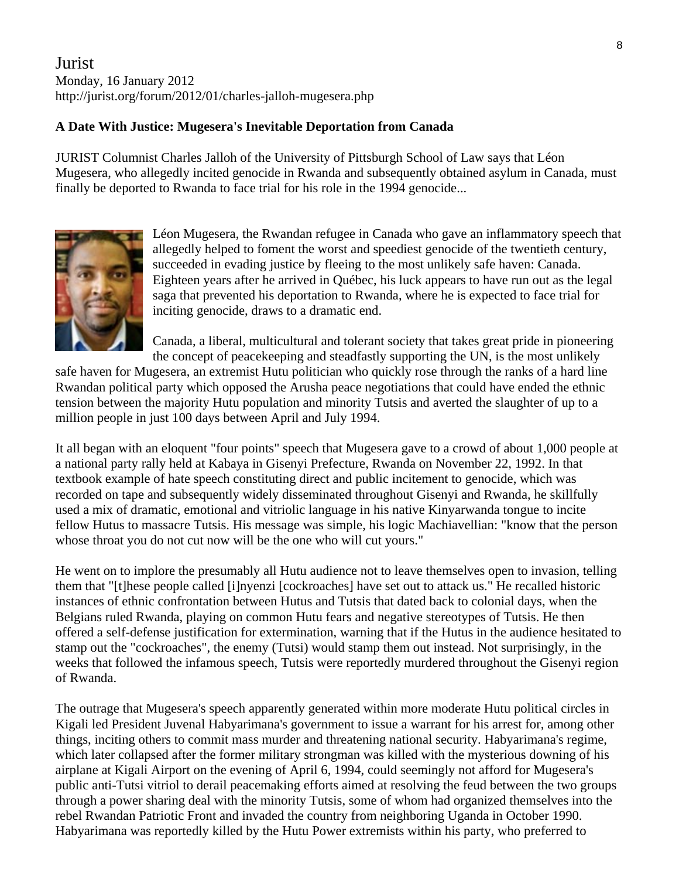Jurist
Monday, 16 January 2012
http://jurist.org/forum/2012/01/charles-jalloh-mugesera.php

**A Date With Justice: Mugesera's Inevitable Deportation from Canada**

JURIST Columnist Charles Jalloh of the University of Pittsburgh School of Law says that Léon Mugesera, who allegedly incited genocide in Rwanda and subsequently obtained asylum in Canada, must finally be deported to Rwanda to face trial for his role in the 1994 genocide...

Léon Mugesera, the Rwandan refugee in Canada who gave an inflammatory speech that allegedly helped to foment the worst and speediest genocide of the twentieth century, succeeded in evading justice by fleeing to the most unlikely safe haven: Canada. Eighteen years after he arrived in Québec, his luck appears to have run out as the legal saga that prevented his deportation to Rwanda, where he is expected to face trial for inciting genocide, draws to a dramatic end.

Canada, a liberal, multicultural and tolerant society that takes great pride in pioneering the concept of peacekeeping and steadfastly supporting the UN, is the most unlikely safe haven for Mugesera, an extremist Hutu politician who quickly rose through the ranks of a hard line Rwandan political party which opposed the Arusha peace negotiations that could have ended the ethnic tension between the majority Hutu population and minority Tutsis and averted the slaughter of up to a million people in just 100 days between April and July 1994.

It all began with an eloquent "four points" speech that Mugesera gave to a crowd of about 1,000 people at a national party rally held at Kabaya in Gisenyi Prefecture, Rwanda on November 22, 1992. In that textbook example of hate speech constituting direct and public incitement to genocide, which was recorded on tape and subsequently widely disseminated throughout Gisenyi and Rwanda, he skillfully used a mix of dramatic, emotional and vitriolic language in his native Kinyarwanda tongue to incite fellow Hutus to massacre Tutsis. His message was simple, his logic Machiavellian: "know that the person whose throat you do not cut now will be the one who will cut yours."

He went on to implore the presumably all Hutu audience not to leave themselves open to invasion, telling them that "[t]hese people called [i]nyenzi [cockroaches] have set out to attack us." He recalled historic instances of ethnic confrontation between Hutus and Tutsis that dated back to colonial days, when the Belgians ruled Rwanda, playing on common Hutu fears and negative stereotypes of Tutsis. He then offered a self-defense justification for extermination, warning that if the Hutus in the audience hesitated to stamp out the "cockroaches", the enemy (Tutsi) would stamp them out instead. Not surprisingly, in the weeks that followed the infamous speech, Tutsis were reportedly murdered throughout the Gisenyi region of Rwanda.

The outrage that Mugesera's speech apparently generated within more moderate Hutu political circles in Kigali led President Juvenal Habyarimana's government to issue a warrant for his arrest for, among other things, inciting others to commit mass murder and threatening national security. Habyarimana's regime, which later collapsed after the former military strongman was killed with the mysterious downing of his airplane at Kigali Airport on the evening of April 6, 1994, could seemingly not afford for Mugesera's public anti-Tutsi vitriol to derail peacemaking efforts aimed at resolving the feud between the two groups through a power sharing deal with the minority Tutsis, some of whom had organized themselves into the rebel Rwandan Patriotic Front and invaded the country from neighboring Uganda in October 1990. Habyarimana was reportedly killed by the Hutu Power extremists within his party, who preferred to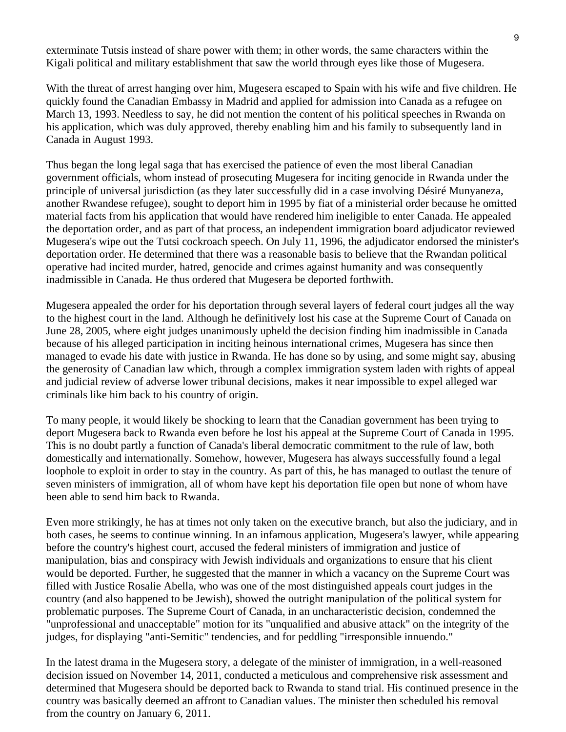exterminate Tutsis instead of share power with them; in other words, the same characters within the Kigali political and military establishment that saw the world through eyes like those of Mugesera.

With the threat of arrest hanging over him, Mugesera escaped to Spain with his wife and five children. He quickly found the Canadian Embassy in Madrid and applied for admission into Canada as a refugee on March 13, 1993. Needless to say, he did not mention the content of his political speeches in Rwanda on his application, which was duly approved, thereby enabling him and his family to subsequently land in Canada in August 1993.

Thus began the long legal saga that has exercised the patience of even the most liberal Canadian government officials, whom instead of prosecuting Mugesera for inciting genocide in Rwanda under the principle of universal jurisdiction (as they later successfully did in a case involving Désiré Munyaneza, another Rwandese refugee), sought to deport him in 1995 by fiat of a ministerial order because he omitted material facts from his application that would have rendered him ineligible to enter Canada. He appealed the deportation order, and as part of that process, an independent immigration board adjudicator reviewed Mugesera's wipe out the Tutsi cockroach speech. On July 11, 1996, the adjudicator endorsed the minister's deportation order. He determined that there was a reasonable basis to believe that the Rwandan political operative had incited murder, hatred, genocide and crimes against humanity and was consequently inadmissible in Canada. He thus ordered that Mugesera be deported forthwith.

Mugesera appealed the order for his deportation through several layers of federal court judges all the way to the highest court in the land. Although he definitively lost his case at the Supreme Court of Canada on June 28, 2005, where eight judges unanimously upheld the decision finding him inadmissible in Canada because of his alleged participation in inciting heinous international crimes, Mugesera has since then managed to evade his date with justice in Rwanda. He has done so by using, and some might say, abusing the generosity of Canadian law which, through a complex immigration system laden with rights of appeal and judicial review of adverse lower tribunal decisions, makes it near impossible to expel alleged war criminals like him back to his country of origin.

To many people, it would likely be shocking to learn that the Canadian government has been trying to deport Mugesera back to Rwanda even before he lost his appeal at the Supreme Court of Canada in 1995. This is no doubt partly a function of Canada's liberal democratic commitment to the rule of law, both domestically and internationally. Somehow, however, Mugesera has always successfully found a legal loophole to exploit in order to stay in the country. As part of this, he has managed to outlast the tenure of seven ministers of immigration, all of whom have kept his deportation file open but none of whom have been able to send him back to Rwanda.

Even more strikingly, he has at times not only taken on the executive branch, but also the judiciary, and in both cases, he seems to continue winning. In an infamous application, Mugesera's lawyer, while appearing before the country's highest court, accused the federal ministers of immigration and justice of manipulation, bias and conspiracy with Jewish individuals and organizations to ensure that his client would be deported. Further, he suggested that the manner in which a vacancy on the Supreme Court was filled with Justice Rosalie Abella, who was one of the most distinguished appeals court judges in the country (and also happened to be Jewish), showed the outright manipulation of the political system for problematic purposes. The Supreme Court of Canada, in an uncharacteristic decision, condemned the "unprofessional and unacceptable" motion for its "unqualified and abusive attack" on the integrity of the judges, for displaying "anti-Semitic" tendencies, and for peddling "irresponsible innuendo."

In the latest drama in the Mugesera story, a delegate of the minister of immigration, in a well-reasoned decision issued on November 14, 2011, conducted a meticulous and comprehensive risk assessment and determined that Mugesera should be deported back to Rwanda to stand trial. His continued presence in the country was basically deemed an affront to Canadian values. The minister then scheduled his removal from the country on January 6, 2011.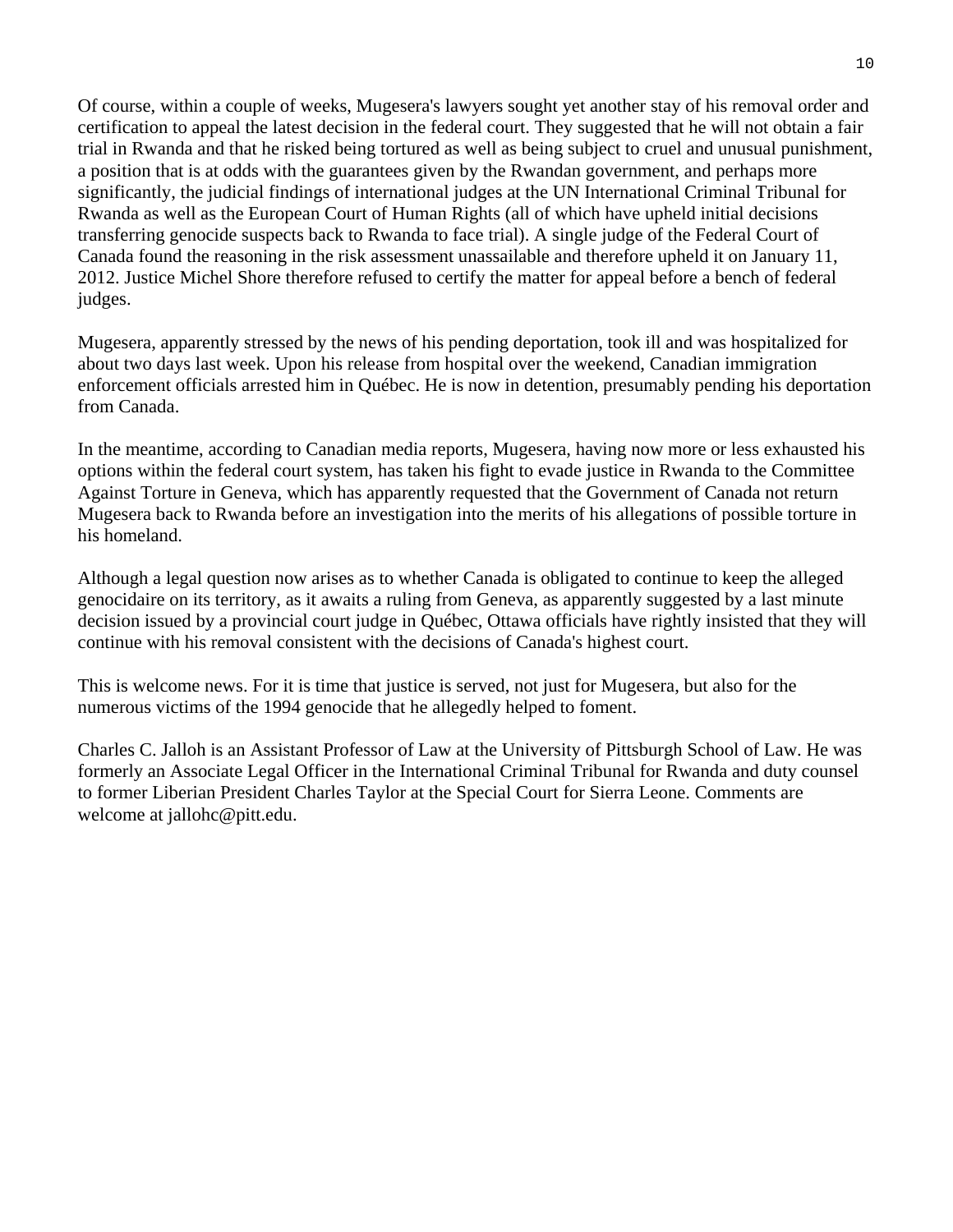Of course, within a couple of weeks, Mugesera's lawyers sought yet another stay of his removal order and certification to appeal the latest decision in the federal court. They suggested that he will not obtain a fair trial in Rwanda and that he risked being tortured as well as being subject to cruel and unusual punishment, a position that is at odds with the guarantees given by the Rwandan government, and perhaps more significantly, the judicial findings of international judges at the UN International Criminal Tribunal for Rwanda as well as the European Court of Human Rights (all of which have upheld initial decisions transferring genocide suspects back to Rwanda to face trial). A single judge of the Federal Court of Canada found the reasoning in the risk assessment unassailable and therefore upheld it on January 11, 2012. Justice Michel Shore therefore refused to certify the matter for appeal before a bench of federal judges.

Mugesera, apparently stressed by the news of his pending deportation, took ill and was hospitalized for about two days last week. Upon his release from hospital over the weekend, Canadian immigration enforcement officials arrested him in Québec. He is now in detention, presumably pending his deportation from Canada.

In the meantime, according to Canadian media reports, Mugesera, having now more or less exhausted his options within the federal court system, has taken his fight to evade justice in Rwanda to the Committee Against Torture in Geneva, which has apparently requested that the Government of Canada not return Mugesera back to Rwanda before an investigation into the merits of his allegations of possible torture in his homeland.

Although a legal question now arises as to whether Canada is obligated to continue to keep the alleged genocidaire on its territory, as it awaits a ruling from Geneva, as apparently suggested by a last minute decision issued by a provincial court judge in Québec, Ottawa officials have rightly insisted that they will continue with his removal consistent with the decisions of Canada's highest court.

This is welcome news. For it is time that justice is served, not just for Mugesera, but also for the numerous victims of the 1994 genocide that he allegedly helped to foment.

Charles C. Jalloh is an Assistant Professor of Law at the University of Pittsburgh School of Law. He was formerly an Associate Legal Officer in the International Criminal Tribunal for Rwanda and duty counsel to former Liberian President Charles Taylor at the Special Court for Sierra Leone. Comments are welcome at jallohc@pitt.edu.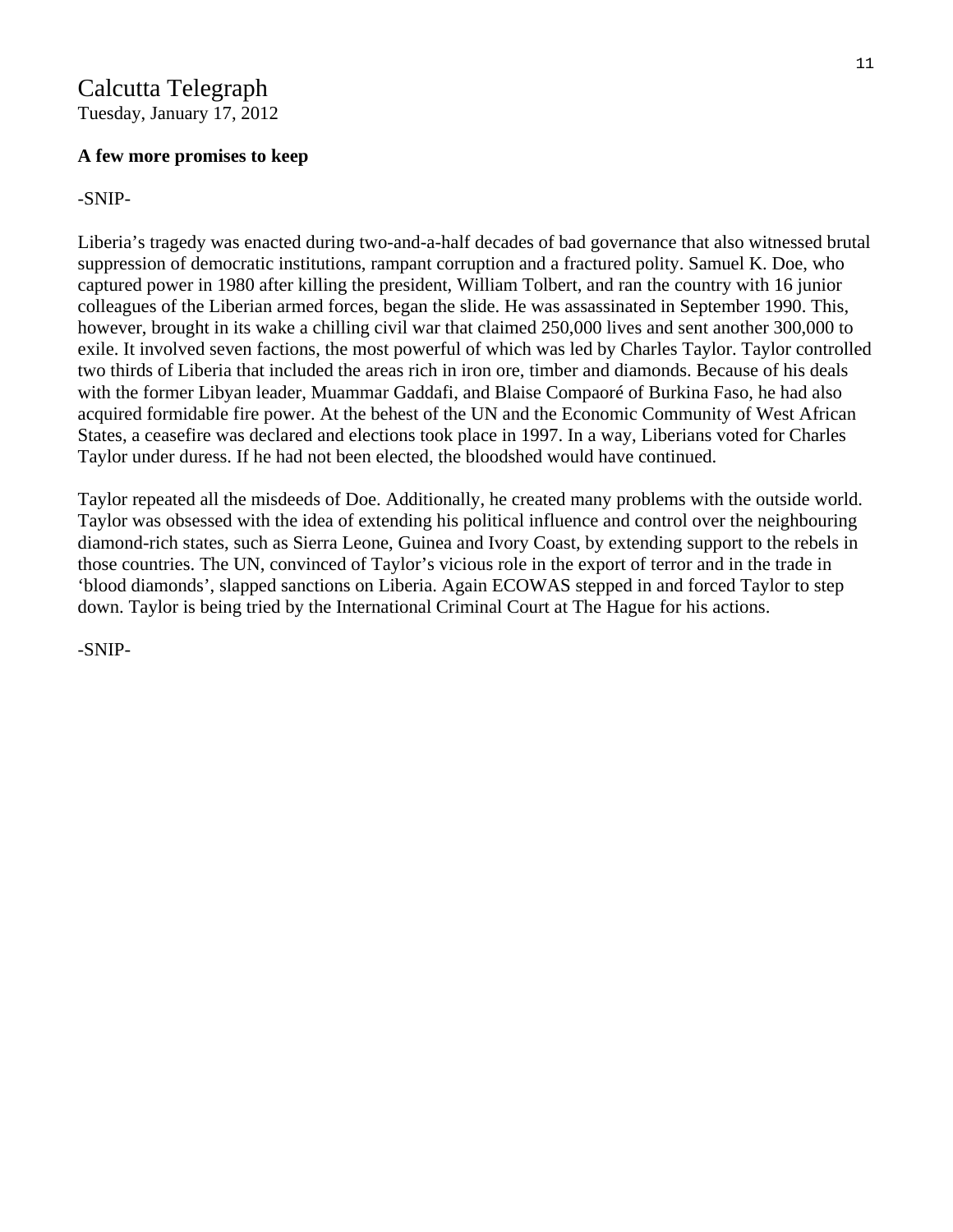Calcutta Telegraph
Tuesday, January 17, 2012

**A few more promises to keep**

-SNIP-

Liberia's tragedy was enacted during two-and-a-half decades of bad governance that also witnessed brutal suppression of democratic institutions, rampant corruption and a fractured polity. Samuel K. Doe, who captured power in 1980 after killing the president, William Tolbert, and ran the country with 16 junior colleagues of the Liberian armed forces, began the slide. He was assassinated in September 1990. This, however, brought in its wake a chilling civil war that claimed 250,000 lives and sent another 300,000 to exile. It involved seven factions, the most powerful of which was led by Charles Taylor. Taylor controlled two thirds of Liberia that included the areas rich in iron ore, timber and diamonds. Because of his deals with the former Libyan leader, Muammar Gaddafi, and Blaise Compaoré of Burkina Faso, he had also acquired formidable fire power. At the behest of the UN and the Economic Community of West African States, a ceasefire was declared and elections took place in 1997. In a way, Liberians voted for Charles Taylor under duress. If he had not been elected, the bloodshed would have continued.

Taylor repeated all the misdeeds of Doe. Additionally, he created many problems with the outside world. Taylor was obsessed with the idea of extending his political influence and control over the neighbouring diamond-rich states, such as Sierra Leone, Guinea and Ivory Coast, by extending support to the rebels in those countries. The UN, convinced of Taylor's vicious role in the export of terror and in the trade in 'blood diamonds', slapped sanctions on Liberia. Again ECOWAS stepped in and forced Taylor to step down. Taylor is being tried by the International Criminal Court at The Hague for his actions.

-SNIP-